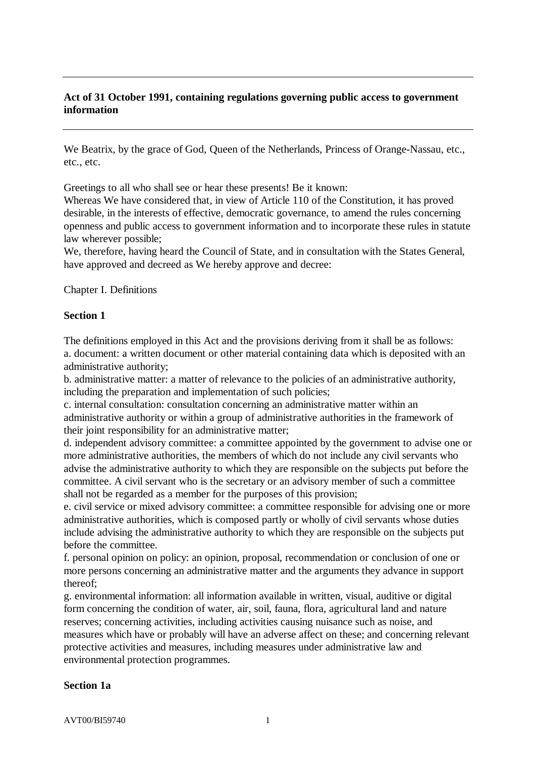**Act of 31 October 1991, containing regulations governing public access to government information**

---

We Beatrix, by the grace of God, Queen of the Netherlands, Princess of Orange-Nassau, etc., etc., etc.

Greetings to all who shall see or hear these presents! Be it known:
Whereas We have considered that, in view of Article 110 of the Constitution, it has proved desirable, in the interests of effective, democratic governance, to amend the rules concerning openness and public access to government information and to incorporate these rules in statute law wherever possible;
We, therefore, having heard the Council of State, and in consultation with the States General, have approved and decreed as We hereby approve and decree:

Chapter I. Definitions

**Section 1**

The definitions employed in this Act and the provisions deriving from it shall be as follows:
a. document: a written document or other material containing data which is deposited with an administrative authority;
b. administrative matter: a matter of relevance to the policies of an administrative authority, including the preparation and implementation of such policies;
c. internal consultation: consultation concerning an administrative matter within an administrative authority or within a group of administrative authorities in the framework of their joint responsibility for an administrative matter;
d. independent advisory committee: a committee appointed by the government to advise one or more administrative authorities, the members of which do not include any civil servants who advise the administrative authority to which they are responsible on the subjects put before the committee. A civil servant who is the secretary or an advisory member of such a committee shall not be regarded as a member for the purposes of this provision;
e. civil service or mixed advisory committee: a committee responsible for advising one or more administrative authorities, which is composed partly or wholly of civil servants whose duties include advising the administrative authority to which they are responsible on the subjects put before the committee.
f. personal opinion on policy: an opinion, proposal, recommendation or conclusion of one or more persons concerning an administrative matter and the arguments they advance in support thereof;
g. environmental information: all information available in written, visual, auditive or digital form concerning the condition of water, air, soil, fauna, flora, agricultural land and nature reserves; concerning activities, including activities causing nuisance such as noise, and measures which have or probably will have an adverse affect on these; and concerning relevant protective activities and measures, including measures under administrative law and environmental protection programmes.

**Section 1a**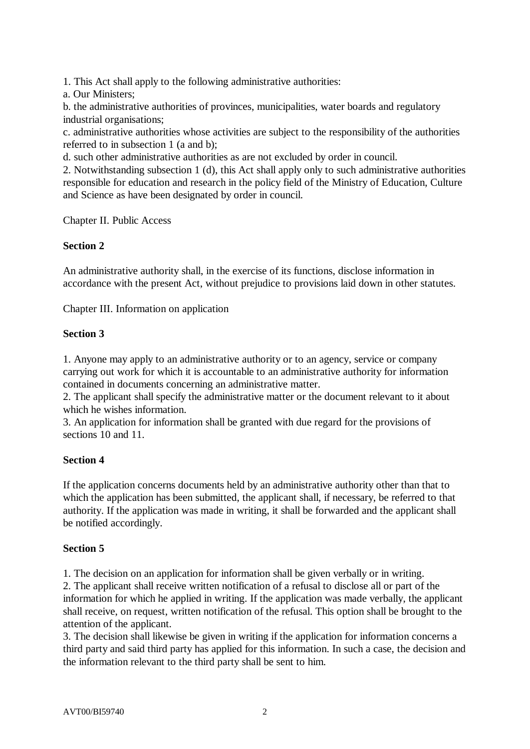1. This Act shall apply to the following administrative authorities:
a. Our Ministers;
b. the administrative authorities of provinces, municipalities, water boards and regulatory industrial organisations;
c. administrative authorities whose activities are subject to the responsibility of the authorities referred to in subsection 1 (a and b);
d. such other administrative authorities as are not excluded by order in council.
2. Notwithstanding subsection 1 (d), this Act shall apply only to such administrative authorities responsible for education and research in the policy field of the Ministry of Education, Culture and Science as have been designated by order in council.

Chapter II. Public Access

**Section 2**

An administrative authority shall, in the exercise of its functions, disclose information in accordance with the present Act, without prejudice to provisions laid down in other statutes.

Chapter III. Information on application

**Section 3**

1. Anyone may apply to an administrative authority or to an agency, service or company carrying out work for which it is accountable to an administrative authority for information contained in documents concerning an administrative matter.
2. The applicant shall specify the administrative matter or the document relevant to it about which he wishes information.
3. An application for information shall be granted with due regard for the provisions of sections 10 and 11.

**Section 4**

If the application concerns documents held by an administrative authority other than that to which the application has been submitted, the applicant shall, if necessary, be referred to that authority. If the application was made in writing, it shall be forwarded and the applicant shall be notified accordingly.

**Section 5**

1. The decision on an application for information shall be given verbally or in writing.
2. The applicant shall receive written notification of a refusal to disclose all or part of the information for which he applied in writing. If the application was made verbally, the applicant shall receive, on request, written notification of the refusal. This option shall be brought to the attention of the applicant.
3. The decision shall likewise be given in writing if the application for information concerns a third party and said third party has applied for this information. In such a case, the decision and the information relevant to the third party shall be sent to him.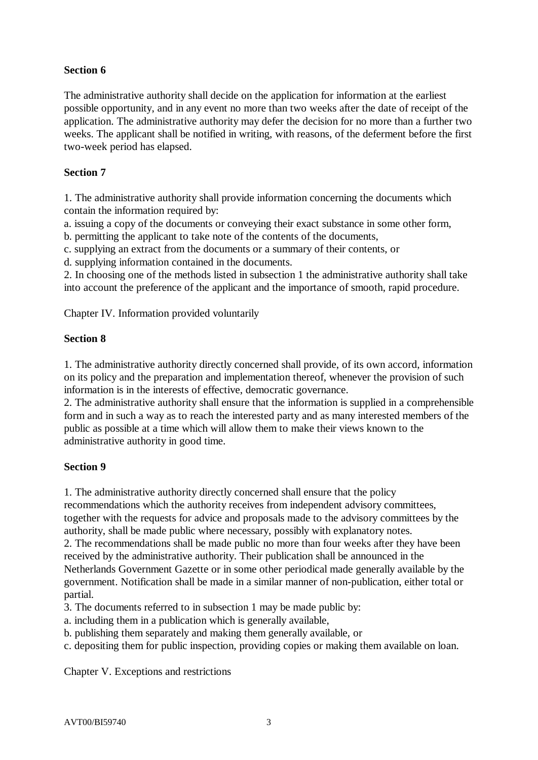**Section 6**

The administrative authority shall decide on the application for information at the earliest possible opportunity, and in any event no more than two weeks after the date of receipt of the application. The administrative authority may defer the decision for no more than a further two weeks. The applicant shall be notified in writing, with reasons, of the deferment before the first two-week period has elapsed.

**Section 7**

1. The administrative authority shall provide information concerning the documents which contain the information required by:
a. issuing a copy of the documents or conveying their exact substance in some other form,
b. permitting the applicant to take note of the contents of the documents,
c. supplying an extract from the documents or a summary of their contents, or
d. supplying information contained in the documents.
2. In choosing one of the methods listed in subsection 1 the administrative authority shall take into account the preference of the applicant and the importance of smooth, rapid procedure.

Chapter IV. Information provided voluntarily

**Section 8**

1. The administrative authority directly concerned shall provide, of its own accord, information on its policy and the preparation and implementation thereof, whenever the provision of such information is in the interests of effective, democratic governance.
2. The administrative authority shall ensure that the information is supplied in a comprehensible form and in such a way as to reach the interested party and as many interested members of the public as possible at a time which will allow them to make their views known to the administrative authority in good time.

**Section 9**

1. The administrative authority directly concerned shall ensure that the policy recommendations which the authority receives from independent advisory committees, together with the requests for advice and proposals made to the advisory committees by the authority, shall be made public where necessary, possibly with explanatory notes.
2. The recommendations shall be made public no more than four weeks after they have been received by the administrative authority. Their publication shall be announced in the Netherlands Government Gazette or in some other periodical made generally available by the government. Notification shall be made in a similar manner of non-publication, either total or partial.
3. The documents referred to in subsection 1 may be made public by:
a. including them in a publication which is generally available,
b. publishing them separately and making them generally available, or
c. depositing them for public inspection, providing copies or making them available on loan.

Chapter V. Exceptions and restrictions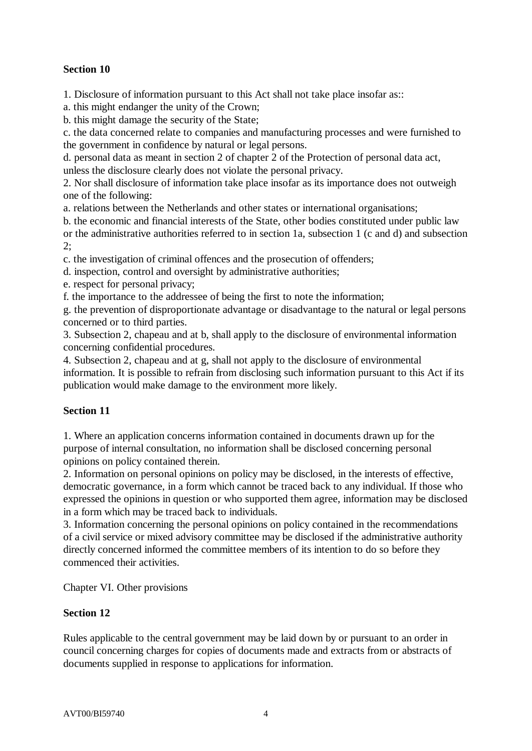**Section 10**

1. Disclosure of information pursuant to this Act shall not take place insofar as::
a. this might endanger the unity of the Crown;
b. this might damage the security of the State;
c. the data concerned relate to companies and manufacturing processes and were furnished to the government in confidence by natural or legal persons.
d. personal data as meant in section 2 of chapter 2 of the Protection of personal data act, unless the disclosure clearly does not violate the personal privacy.
2. Nor shall disclosure of information take place insofar as its importance does not outweigh one of the following:
a. relations between the Netherlands and other states or international organisations;
b. the economic and financial interests of the State, other bodies constituted under public law or the administrative authorities referred to in section 1a, subsection 1 (c and d) and subsection 2;
c. the investigation of criminal offences and the prosecution of offenders;
d. inspection, control and oversight by administrative authorities;
e. respect for personal privacy;
f. the importance to the addressee of being the first to note the information;
g. the prevention of disproportionate advantage or disadvantage to the natural or legal persons concerned or to third parties.
3. Subsection 2, chapeau and at b, shall apply to the disclosure of environmental information concerning confidential procedures.
4. Subsection 2, chapeau and at g, shall not apply to the disclosure of environmental information. It is possible to refrain from disclosing such information pursuant to this Act if its publication would make damage to the environment more likely.

**Section 11**

1. Where an application concerns information contained in documents drawn up for the purpose of internal consultation, no information shall be disclosed concerning personal opinions on policy contained therein.
2. Information on personal opinions on policy may be disclosed, in the interests of effective, democratic governance, in a form which cannot be traced back to any individual. If those who expressed the opinions in question or who supported them agree, information may be disclosed in a form which may be traced back to individuals.
3. Information concerning the personal opinions on policy contained in the recommendations of a civil service or mixed advisory committee may be disclosed if the administrative authority directly concerned informed the committee members of its intention to do so before they commenced their activities.

Chapter VI. Other provisions

**Section 12**

Rules applicable to the central government may be laid down by or pursuant to an order in council concerning charges for copies of documents made and extracts from or abstracts of documents supplied in response to applications for information.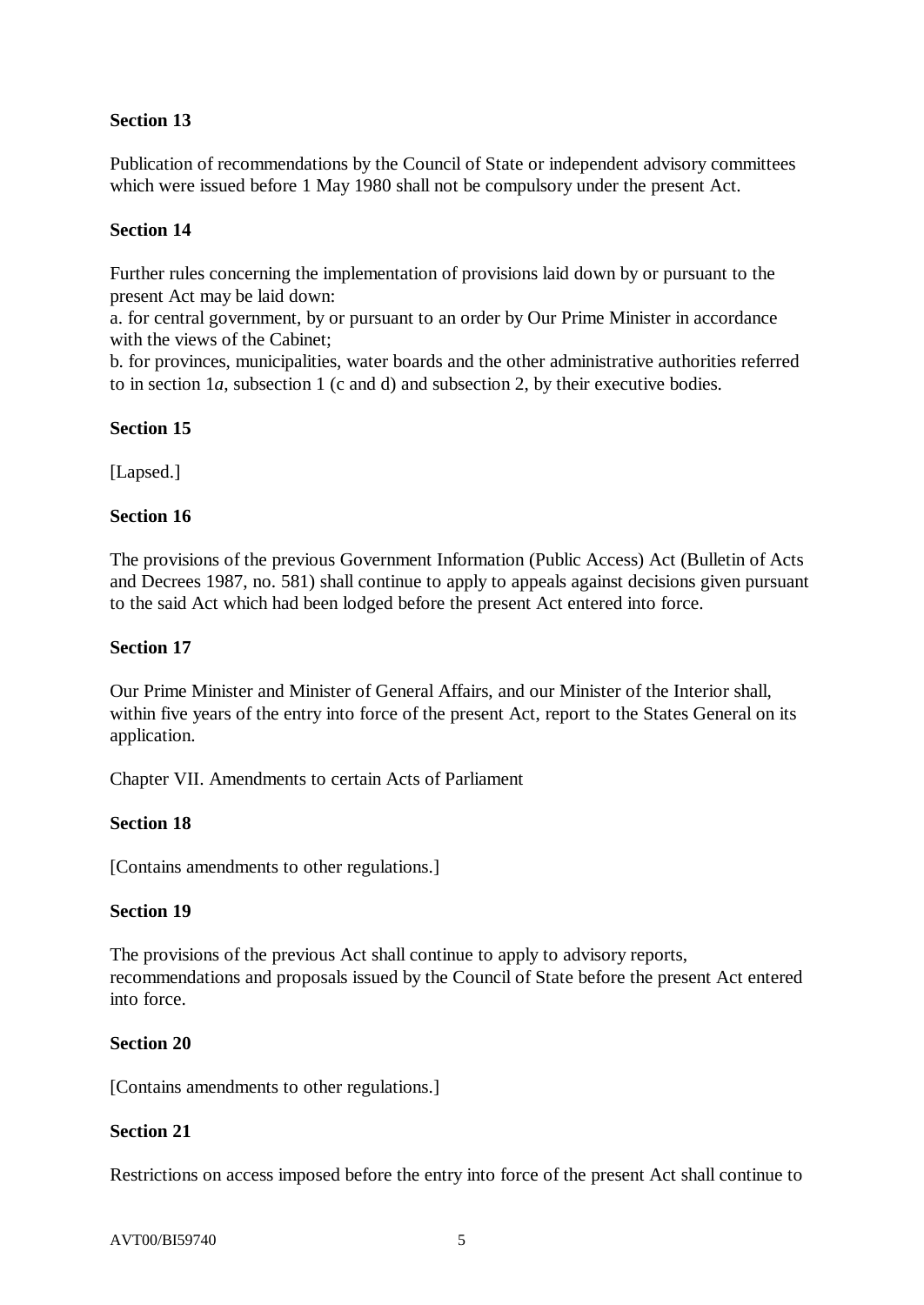**Section 13**

Publication of recommendations by the Council of State or independent advisory committees which were issued before 1 May 1980 shall not be compulsory under the present Act.

**Section 14**

Further rules concerning the implementation of provisions laid down by or pursuant to the present Act may be laid down:
a. for central government, by or pursuant to an order by Our Prime Minister in accordance with the views of the Cabinet;
b. for provinces, municipalities, water boards and the other administrative authorities referred to in section 1*a*, subsection 1 (c and d) and subsection 2, by their executive bodies.

**Section 15**

[Lapsed.]

**Section 16**

The provisions of the previous Government Information (Public Access) Act (Bulletin of Acts and Decrees 1987, no. 581) shall continue to apply to appeals against decisions given pursuant to the said Act which had been lodged before the present Act entered into force.

**Section 17**

Our Prime Minister and Minister of General Affairs, and our Minister of the Interior shall, within five years of the entry into force of the present Act, report to the States General on its application.

Chapter VII. Amendments to certain Acts of Parliament

**Section 18**

[Contains amendments to other regulations.]

**Section 19**

The provisions of the previous Act shall continue to apply to advisory reports, recommendations and proposals issued by the Council of State before the present Act entered into force.

**Section 20**

[Contains amendments to other regulations.]

**Section 21**

Restrictions on access imposed before the entry into force of the present Act shall continue to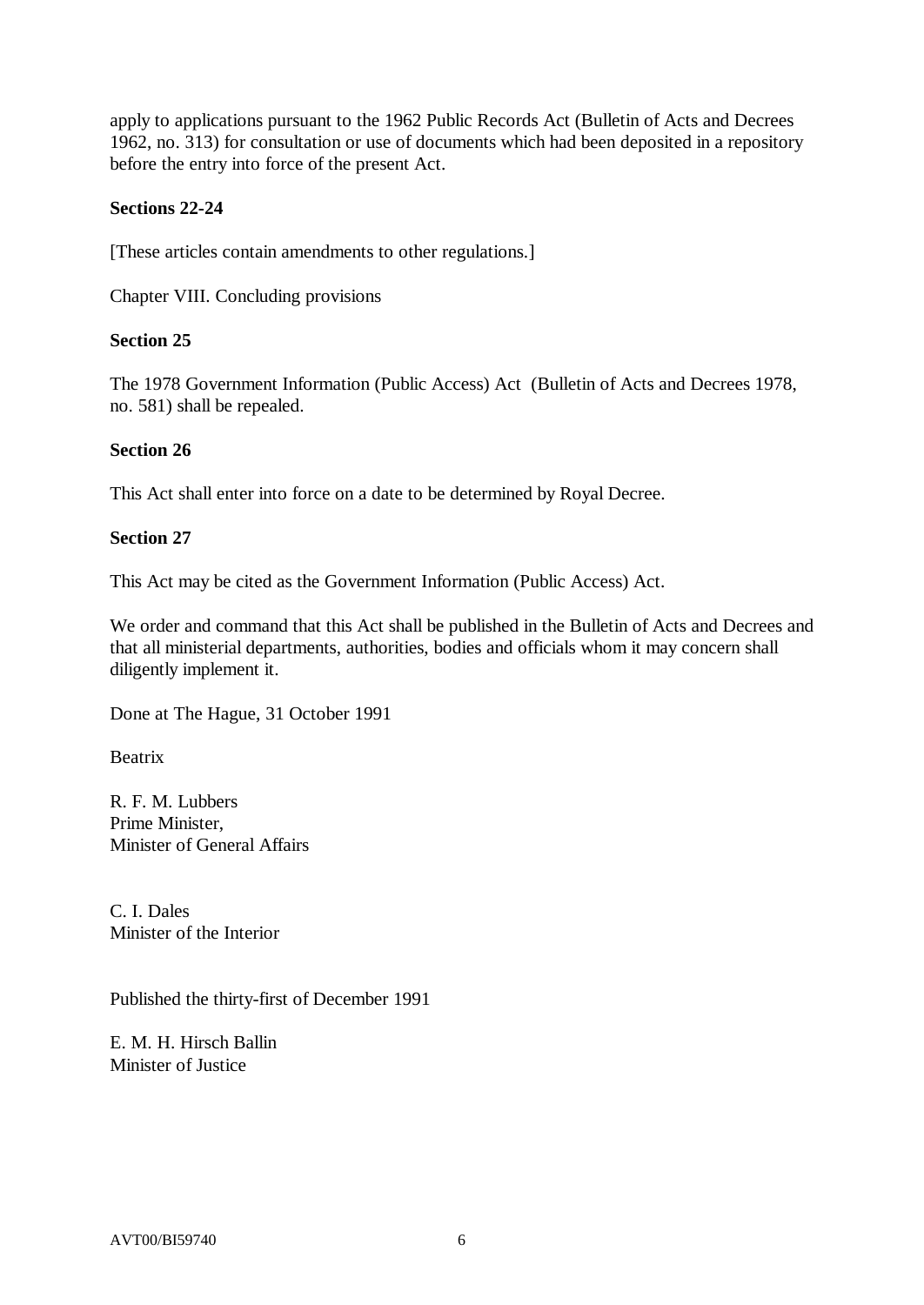apply to applications pursuant to the 1962 Public Records Act (Bulletin of Acts and Decrees 1962, no. 313) for consultation or use of documents which had been deposited in a repository before the entry into force of the present Act.

**Sections 22-24**

[These articles contain amendments to other regulations.]

Chapter VIII. Concluding provisions

**Section 25**

The 1978 Government Information (Public Access) Act (Bulletin of Acts and Decrees 1978, no. 581) shall be repealed.

**Section 26**

This Act shall enter into force on a date to be determined by Royal Decree.

**Section 27**

This Act may be cited as the Government Information (Public Access) Act.

We order and command that this Act shall be published in the Bulletin of Acts and Decrees and that all ministerial departments, authorities, bodies and officials whom it may concern shall diligently implement it.

Done at The Hague, 31 October 1991

Beatrix

R. F. M. Lubbers
Prime Minister,
Minister of General Affairs

C. I. Dales
Minister of the Interior

Published the thirty-first of December 1991

E. M. H. Hirsch Ballin
Minister of Justice